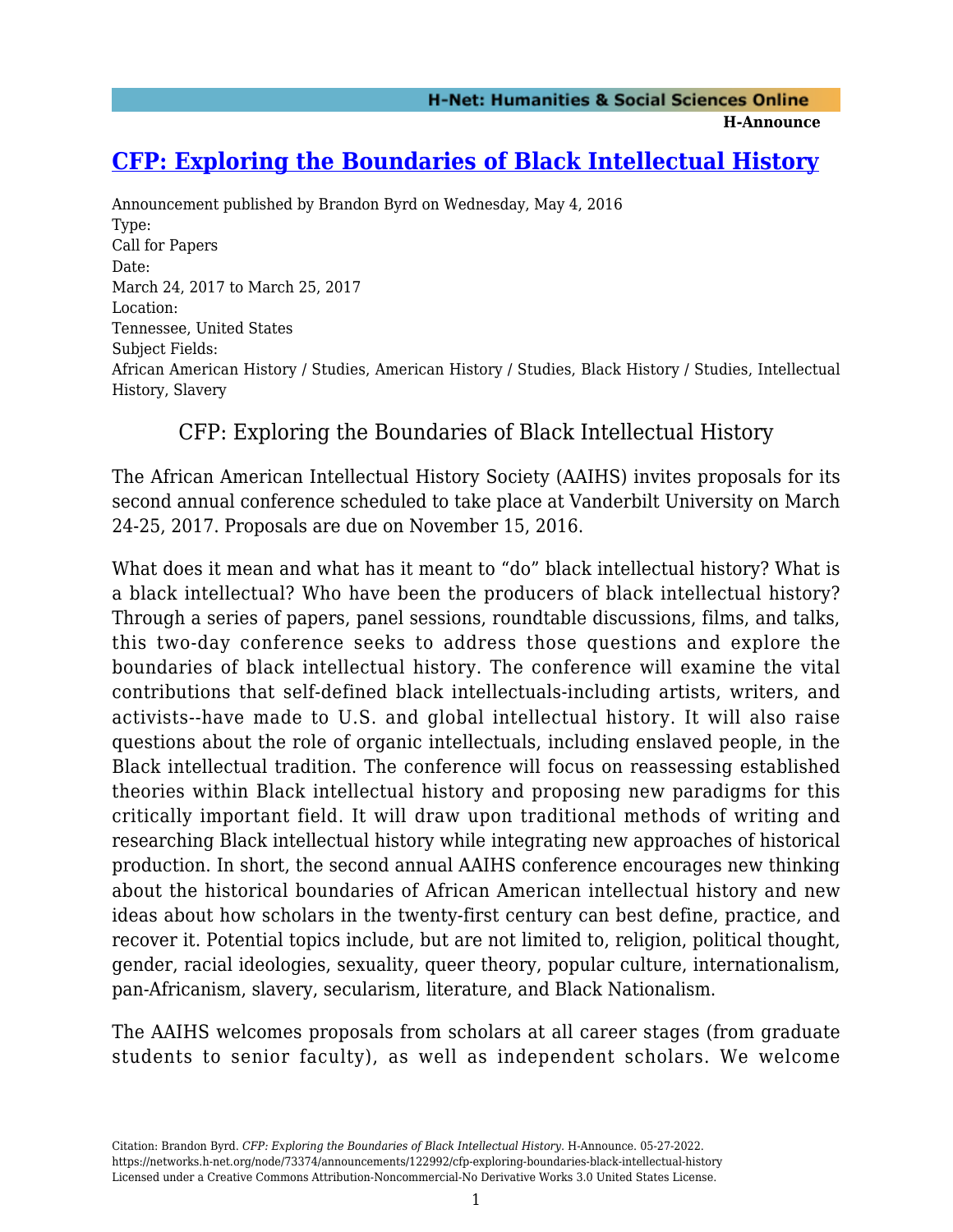# [CFP: Exploring the Boundaries of Black Intellectual History](https://networks.h-net.org/node/73374/announcements/122992/cfp-exploring-boundaries-black-intellectual-history)

Announcement published by Brandon Byrd on Wednesday, May 4, 2016

Type:
Call for Papers

Date:
March 24, 2017 to March 25, 2017

Location:
Tennessee, United States

Subject Fields:
African American History / Studies, American History / Studies, Black History / Studies, Intellectual History, Slavery

## CFP: Exploring the Boundaries of Black Intellectual History

The African American Intellectual History Society (AAIHS) invites proposals for its second annual conference scheduled to take place at Vanderbilt University on March 24-25, 2017. Proposals are due on November 15, 2016.

What does it mean and what has it meant to "do" black intellectual history? What is a black intellectual? Who have been the producers of black intellectual history? Through a series of papers, panel sessions, roundtable discussions, films, and talks, this two-day conference seeks to address those questions and explore the boundaries of black intellectual history. The conference will examine the vital contributions that self-defined black intellectuals-including artists, writers, and activists--have made to U.S. and global intellectual history. It will also raise questions about the role of organic intellectuals, including enslaved people, in the Black intellectual tradition. The conference will focus on reassessing established theories within Black intellectual history and proposing new paradigms for this critically important field. It will draw upon traditional methods of writing and researching Black intellectual history while integrating new approaches of historical production. In short, the second annual AAIHS conference encourages new thinking about the historical boundaries of African American intellectual history and new ideas about how scholars in the twenty-first century can best define, practice, and recover it. Potential topics include, but are not limited to, religion, political thought, gender, racial ideologies, sexuality, queer theory, popular culture, internationalism, pan-Africanism, slavery, secularism, literature, and Black Nationalism.

The AAIHS welcomes proposals from scholars at all career stages (from graduate students to senior faculty), as well as independent scholars. We welcome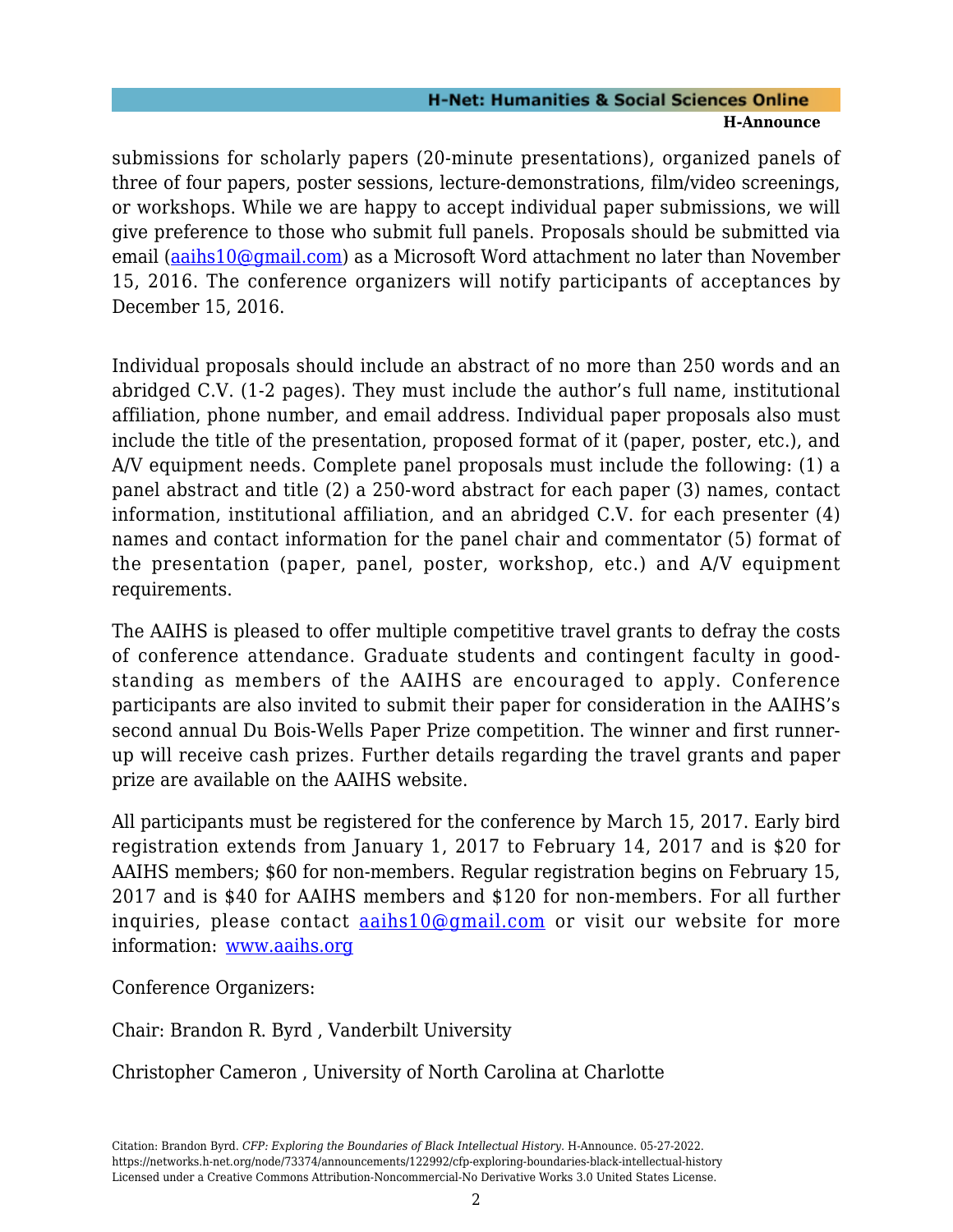submissions for scholarly papers (20-minute presentations), organized panels of three of four papers, poster sessions, lecture-demonstrations, film/video screenings, or workshops. While we are happy to accept individual paper submissions, we will give preference to those who submit full panels. Proposals should be submitted via email (aaihs10@gmail.com) as a Microsoft Word attachment no later than November 15, 2016. The conference organizers will notify participants of acceptances by December 15, 2016.

Individual proposals should include an abstract of no more than 250 words and an abridged C.V. (1-2 pages). They must include the author's full name, institutional affiliation, phone number, and email address. Individual paper proposals also must include the title of the presentation, proposed format of it (paper, poster, etc.), and A/V equipment needs. Complete panel proposals must include the following: (1) a panel abstract and title (2) a 250-word abstract for each paper (3) names, contact information, institutional affiliation, and an abridged C.V. for each presenter (4) names and contact information for the panel chair and commentator (5) format of the presentation (paper, panel, poster, workshop, etc.) and A/V equipment requirements.

The AAIHS is pleased to offer multiple competitive travel grants to defray the costs of conference attendance. Graduate students and contingent faculty in good-standing as members of the AAIHS are encouraged to apply. Conference participants are also invited to submit their paper for consideration in the AAIHS's second annual Du Bois-Wells Paper Prize competition. The winner and first runner-up will receive cash prizes. Further details regarding the travel grants and paper prize are available on the AAIHS website.

All participants must be registered for the conference by March 15, 2017. Early bird registration extends from January 1, 2017 to February 14, 2017 and is $20 for AAIHS members; $60 for non-members. Regular registration begins on February 15, 2017 and is $40 for AAIHS members and $120 for non-members. For all further inquiries, please contact aaihs10@gmail.com or visit our website for more information: www.aaihs.org

Conference Organizers:

Chair: Brandon R. Byrd , Vanderbilt University

Christopher Cameron , University of North Carolina at Charlotte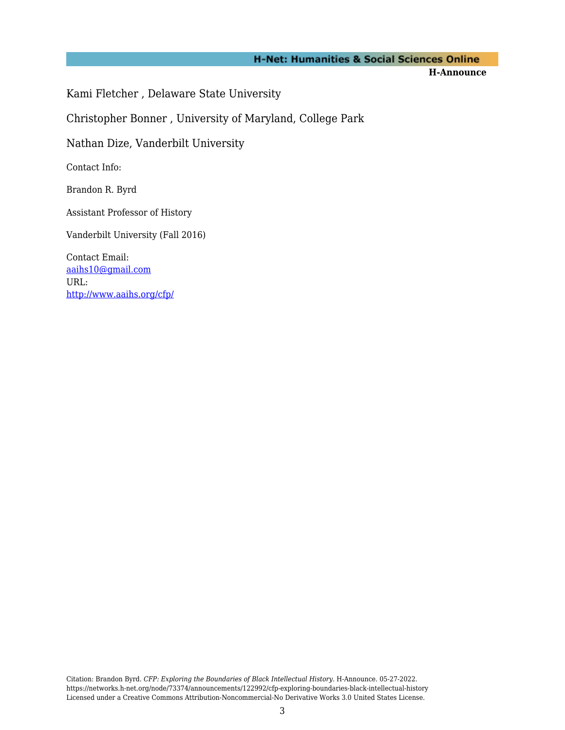Kami Fletcher , Delaware State University

Christopher Bonner , University of Maryland, College Park

Nathan Dize, Vanderbilt University

Contact Info:

Brandon R. Byrd

Assistant Professor of History

Vanderbilt University (Fall 2016)

Contact Email:
aaihs10@gmail.com
URL:
http://www.aaihs.org/cfp/

Citation: Brandon Byrd. *CFP: Exploring the Boundaries of Black Intellectual History*. H-Announce. 05-27-2022.
https://networks.h-net.org/node/73374/announcements/122992/cfp-exploring-boundaries-black-intellectual-history
Licensed under a Creative Commons Attribution-Noncommercial-No Derivative Works 3.0 United States License.